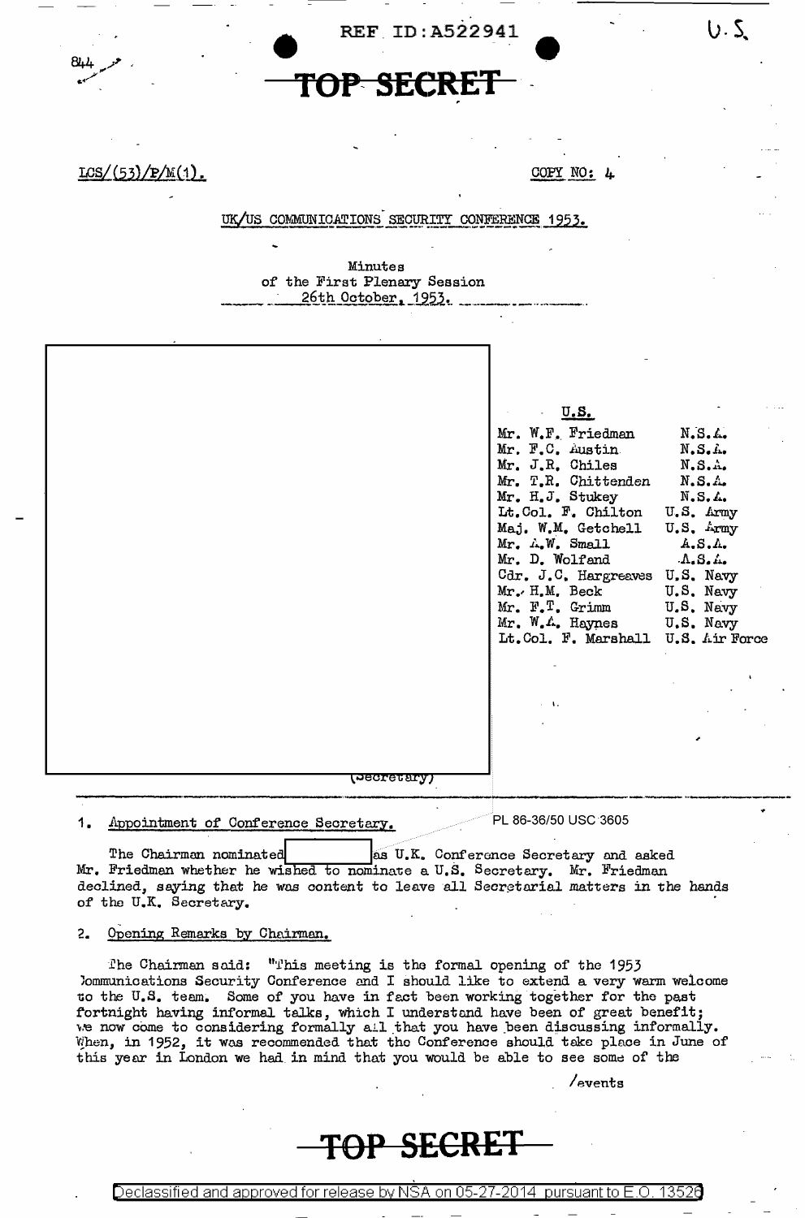REF ID:A522941

U.S.

844

**TOP SECRET**

LCS/(53)/P/M(1). COPY NO: 4

UK/US COMMUNICATIONS SECURITY CONFERENCE 1953.

Minutes
of the First Plenary Session
26th October, 1953.

| U.S. | |
|---|---|
| Mr. W.F. Friedman | N.S.A. |
| Mr. F.C. Austin | N.S.A. |
| Mr. J.R. Chiles | N.S.A. |
| Mr. T.R. Chittenden | N.S.A. |
| Mr. H.J. Stukey | N.S.A. |
| Lt.Col. F. Chilton | U.S. Army |
| Maj. W.M. Getchell | U.S. Army |
| Mr. A.W. Small | A.S.A. |
| Mr. D. Wolfand | A.S.A. |
| Cdr. J.C. Hargreaves | U.S. Navy |
| Mr. H.M. Beck | U.S. Navy |
| Mr. F.T. Grimm | U.S. Navy |
| Mr. W.A. Haynes | U.S. Navy |
| Lt.Col. F. Marshall | U.S. Air Force |

(Secretary)

PL 86-36/50 USC 3605

1. Appointment of Conference Secretary.

The Chairman nominated [redacted] as U.K. Conference Secretary and asked Mr. Friedman whether he wished to nominate a U.S. Secretary. Mr. Friedman declined, saying that he was content to leave all Secretarial matters in the hands of the U.K. Secretary.

2. Opening Remarks by Chairman.

The Chairman said: "This meeting is the formal opening of the 1953 Communications Security Conference and I should like to extend a very warm welcome to the U.S. team. Some of you have in fact been working together for the past fortnight having informal talks, which I understand have been of great benefit; we now come to considering formally all that you have been discussing informally. When, in 1952, it was recommended that the Conference should take place in June of this year in London we had in mind that you would be able to see some of the

/events

**TOP SECRET**

Declassified and approved for release by NSA on 05-27-2014 pursuant to E.O. 13526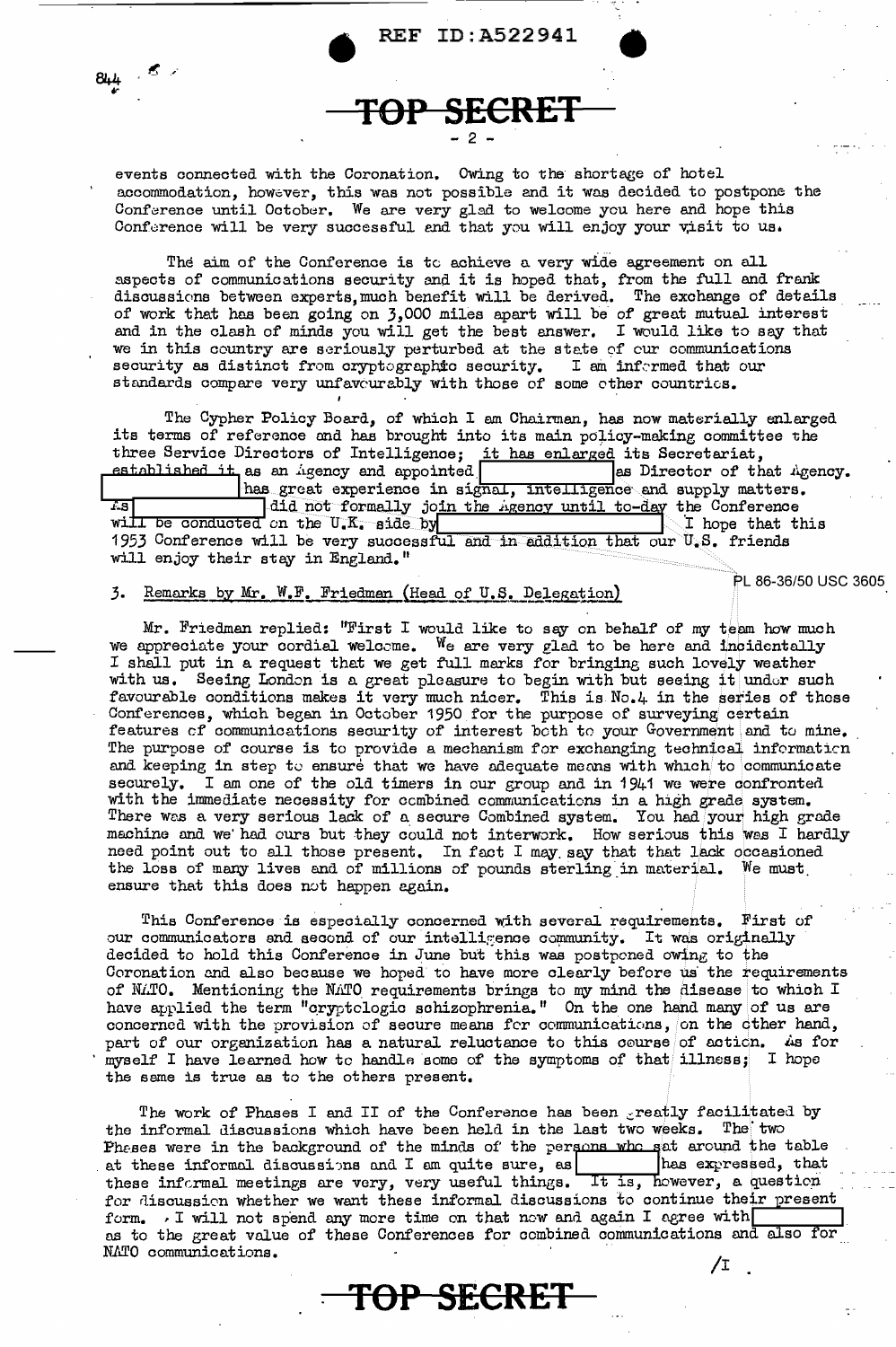events connected with the Coronation. Owing to the shortage of hotel accommodation, however, this was not possible and it was decided to postpone the Conference until October. We are very glad to welcome you here and hope this Conference will be very successful and that you will enjoy your visit to us.

The aim of the Conference is to achieve a very wide agreement on all aspects of communications security and it is hoped that, from the full and frank discussions between experts, much benefit will be derived. The exchange of details of work that has been going on 3,000 miles apart will be of great mutual interest and in the clash of minds you will get the best answer. I would like to say that we in this country are seriously perturbed at the state of our communications security as distinct from cryptographic security. I am informed that our standards compare very unfavourably with those of some other countries.

The Cypher Policy Board, of which I am Chairman, has now materially enlarged its terms of reference and has brought into its main policy-making committee the three Service Directors of Intelligence; it has enlarged its Secretariat, established it as an Agency and appointed [REDACTED] as Director of that Agency. [REDACTED] has great experience in signal, intelligence and supply matters. As [REDACTED] did not formally join the Agency until to-day the Conference will be conducted on the U.K. side by [REDACTED] I hope that this 1953 Conference will be very successful and in addition that our U.S. friends will enjoy their stay in England."

PL 86-36/50 USC 3605

3. Remarks by Mr. W.F. Friedman (Head of U.S. Delegation)

Mr. Friedman replied: "First I would like to say on behalf of my team how much we appreciate your cordial welcome. We are very glad to be here and incidentally I shall put in a request that we get full marks for bringing such lovely weather with us. Seeing London is a great pleasure to begin with but seeing it under such favourable conditions makes it very much nicer. This is No.4 in the series of those Conferences, which began in October 1950 for the purpose of surveying certain features of communications security of interest both to your Government and to mine. The purpose of course is to provide a mechanism for exchanging technical information and keeping in step to ensure that we have adequate means with which to communicate securely. I am one of the old timers in our group and in 1941 we were confronted with the immediate necessity for combined communications in a high grade system. There was a very serious lack of a secure Combined system. You had your high grade machine and we had ours but they could not interwork. How serious this was I hardly need point out to all those present. In fact I may say that that lack occasioned the loss of many lives and of millions of pounds sterling in material. We must ensure that this does not happen again.

This Conference is especially concerned with several requirements. First of our communicators and second of our intelligence community. It was originally decided to hold this Conference in June but this was postponed owing to the Coronation and also because we hoped to have more clearly before us the requirements of NATO. Mentioning the NATO requirements brings to my mind the disease to which I have applied the term "cryptologic schizophrenia." On the one hand many of us are concerned with the provision of secure means for communications, on the other hand, part of our organization has a natural reluctance to this course of action. As for myself I have learned how to handle some of the symptoms of that illness; I hope the same is true as to the others present.

The work of Phases I and II of the Conference has been greatly facilitated by the informal discussions which have been held in the last two weeks. The two Phases were in the background of the minds of the persons who sat around the table at these informal discussions and I am quite sure, as [REDACTED] has expressed, that these informal meetings are very, very useful things. It is, however, a question for discussion whether we want these informal discussions to continue their present form. I will not spend any more time on that now and again I agree with [REDACTED] as to the great value of these Conferences for combined communications and also for NATO communications.

/I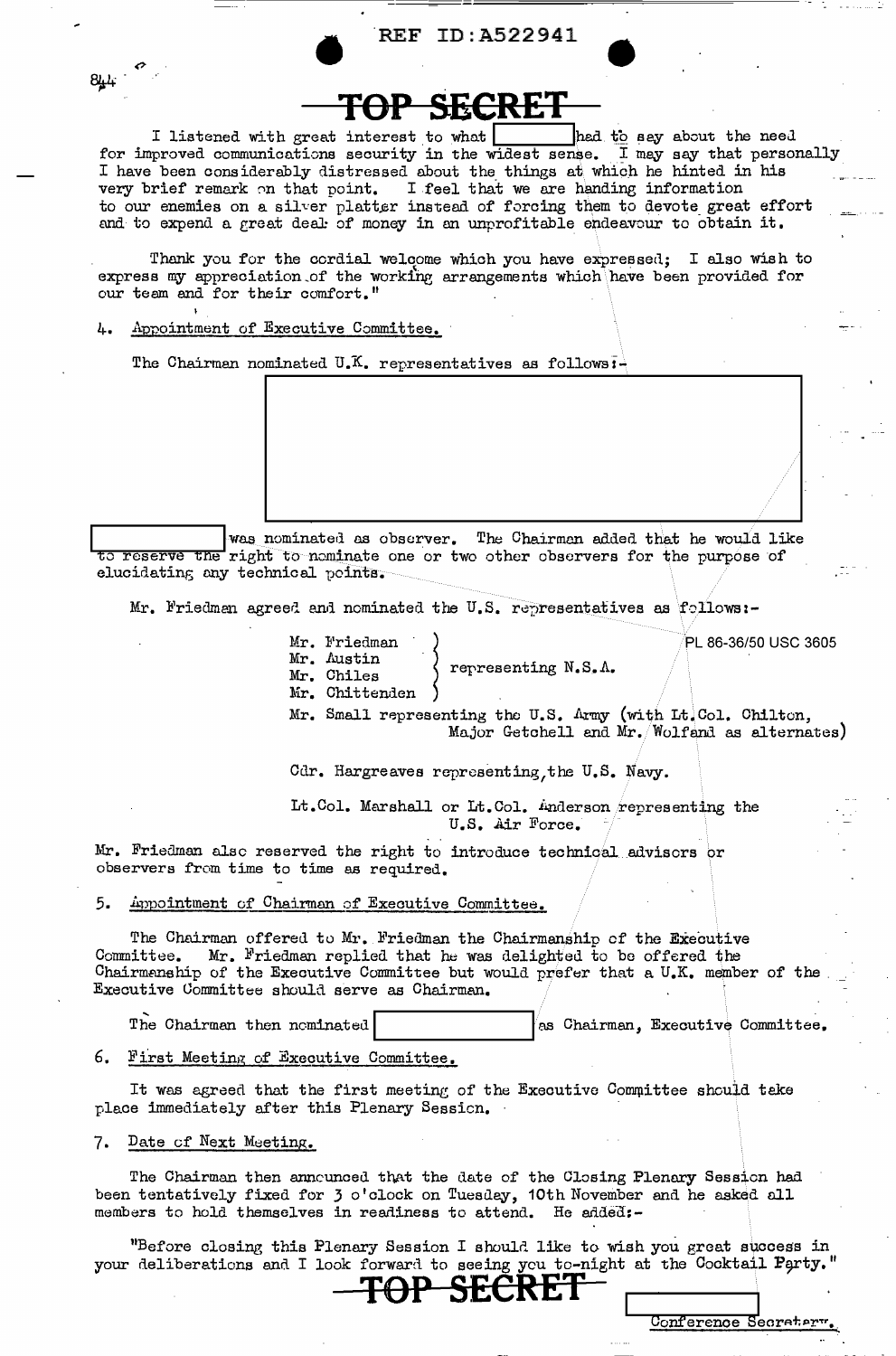REF ID:A522941

**TOP SECRET**

I listened with great interest to what [REDACTED] had to say about the need for improved communications security in the widest sense. I may say that personally I have been considerably distressed about the things at which he hinted in his very brief remark on that point. I feel that we are handing information to our enemies on a silver platter instead of forcing them to devote great effort and to expend a great deal of money in an unprofitable endeavour to obtain it.

Thank you for the cordial welcome which you have expressed; I also wish to express my appreciation of the working arrangements which have been provided for our team and for their comfort."

4. Appointment of Executive Committee.

The Chairman nominated U.K. representatives as follows:-

[REDACTED]

[REDACTED] was nominated as observer. The Chairman added that he would like to reserve the right to nominate one or two other observers for the purpose of elucidating any technical points.

Mr. Friedman agreed and nominated the U.S. representatives as follows:-

PL 86-36/50 USC 3605

Mr. Friedman, Mr. Austin, Mr. Chiles, Mr. Chittenden – representing N.S.A.

Mr. Small representing the U.S. Army (with Lt.Col. Chilton, Major Getchell and Mr. Wolfand as alternates)

Cdr. Hargreaves representing the U.S. Navy.

Lt.Col. Marshall or Lt.Col. Anderson representing the U.S. Air Force.

Mr. Friedman also reserved the right to introduce technical advisors or observers from time to time as required.

5. Appointment of Chairman of Executive Committee.

The Chairman offered to Mr. Friedman the Chairmanship of the Executive Committee. Mr. Friedman replied that he was delighted to be offered the Chairmanship of the Executive Committee but would prefer that a U.K. member of the Executive Committee should serve as Chairman.

The Chairman then nominated [REDACTED] as Chairman, Executive Committee.

6. First Meeting of Executive Committee.

It was agreed that the first meeting of the Executive Committee should take place immediately after this Plenary Session.

7. Date of Next Meeting.

The Chairman then announced that the date of the Closing Plenary Session had been tentatively fixed for 3 o'clock on Tuesday, 10th November and he asked all members to hold themselves in readiness to attend. He added:-

"Before closing this Plenary Session I should like to wish you great success in your deliberations and I look forward to seeing you to-night at the Cocktail Party."

**TOP SECRET**

[REDACTED]
Conference Secretary.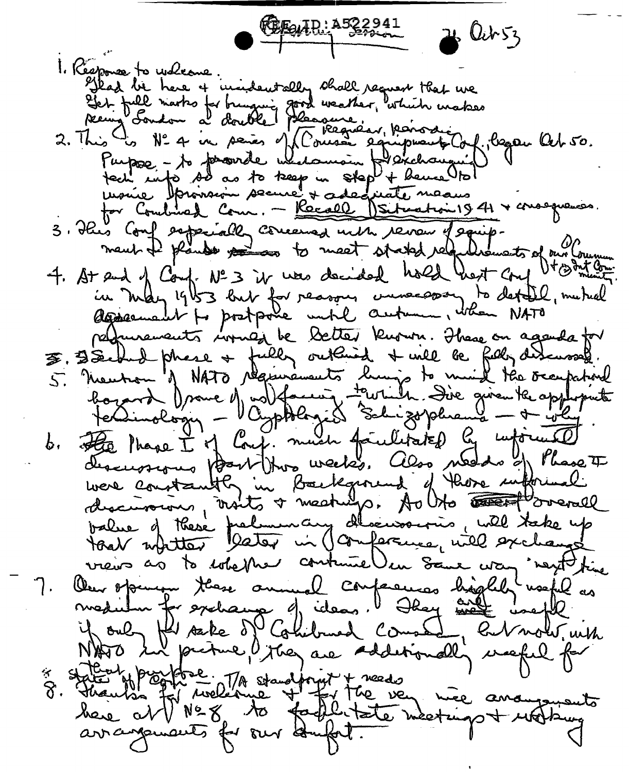REF ID:A522941

Opening Session 26 Oct 53

1. Response to welcome.
Glad be here & incidentally shall request that we get full marks for bringing good weather, which makes seeing London a double pleasure.
2. This is No 4 in series of regular, periodic Comsec equipment Conf; began Oct 50.
Purpose - to provide medium for exchanging tech info so as to keep in step & hence to insure provision secure & adequate means for Combined Comm. - Recall Situation 1941 & consequences.
3. This Conf especially concerned with review of equipment & plans to meet stated requirements of our Commun & Int Community.
4. At end of Conf. No 3 it was decided hold next Conf in May 1953 but for reasons unnecessary to detail, mutual agreement to postpone until autumn, when NATO requirements would be better known. These on agenda for
5. Second phase & fully outlined & will be fully discussed.
5. Mention of NATO requirements brings to mind the occupational hazard some of us facing - to which I've given the appropriate terminology - Cryptologic Schizophrenia - & why.
6. The Phase I of Conf. much facilitated by informal discussions past two weeks. Also needs of Phase II were constantly in background of those informal discussions, visits & meetings. As to overall value of these preliminary discussions, will take up that matter later in Conference, will exchange views as to whether continue in same way next time.
7. Our opinion these annual conferences highly useful as medium for exchange of ideas. They are useful if only for sake of Combined Comsec, but now, with NATO in picture, they are additionally useful for that purpose.
* State of Comsec T/A standpoint & needs
8. Thanks for welcome & for the very nice arrangements here at No 8 to facilitate meetings & working arrangements for our comfort.